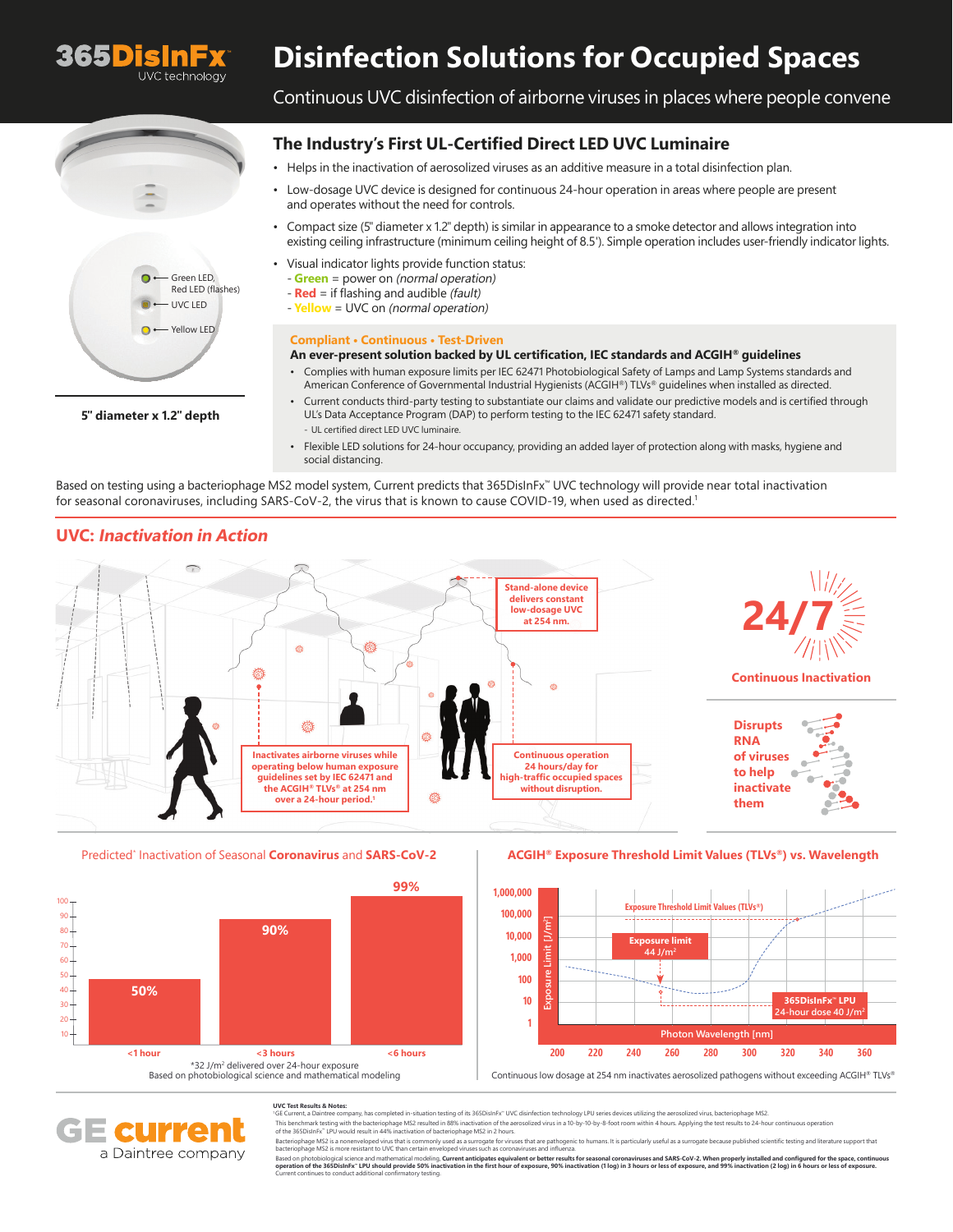# 365DisInFx™ UVC technology

# Disinfection Solutions for Occupied Spaces

Continuous UVC disinfection of airborne viruses in places where people convene

Green LED, Red LED (flashes)
UVC LED
Yellow LED

**5" diameter x 1.2" depth**

## The Industry's First UL-Certified Direct LED UVC Luminaire

- Helps in the inactivation of aerosolized viruses as an additive measure in a total disinfection plan.
- Low-dosage UVC device is designed for continuous 24-hour operation in areas where people are present and operates without the need for controls.
- Compact size (5" diameter x 1.2" depth) is similar in appearance to a smoke detector and allows integration into existing ceiling infrastructure (minimum ceiling height of 8.5'). Simple operation includes user-friendly indicator lights.
- Visual indicator lights provide function status:
  - **Green** = power on *(normal operation)*
  - **Red** = if flashing and audible *(fault)*
  - **Yellow** = UVC on *(normal operation)*

### Compliant • Continuous • Test-Driven

**An ever-present solution backed by UL certification, IEC standards and ACGIH® guidelines**

- Complies with human exposure limits per IEC 62471 Photobiological Safety of Lamps and Lamp Systems standards and American Conference of Governmental Industrial Hygienists (ACGIH®) TLVs® guidelines when installed as directed.
- Current conducts third-party testing to substantiate our claims and validate our predictive models and is certified through UL's Data Acceptance Program (DAP) to perform testing to the IEC 62471 safety standard.
  - UL certified direct LED UVC luminaire.
- Flexible LED solutions for 24-hour occupancy, providing an added layer of protection along with masks, hygiene and social distancing.

Based on testing using a bacteriophage MS2 model system, Current predicts that 365DisInFx™ UVC technology will provide near total inactivation for seasonal coronaviruses, including SARS-CoV-2, the virus that is known to cause COVID-19, when used as directed.[1]

## UVC: *Inactivation in Action*

Stand-alone device delivers constant low-dosage UVC at 254 nm.

Inactivates airborne viruses while operating below human exposure guidelines set by IEC 62471 and the ACGIH® TLVs® at 254 nm over a 24-hour period.[1]

Continuous operation 24 hours/day for high-traffic occupied spaces without disruption.

**24/7**

Continuous Inactivation

Disrupts RNA of viruses to help inactivate them

### Predicted* Inactivation of Seasonal Coronavirus and SARS-CoV-2

| Time | Inactivation |
|---|---|
| <1 hour | 50% |
| <3 hours | 90% |
| <6 hours | 99% |

*32 J/m² delivered over 24-hour exposure
Based on photobiological science and mathematical modeling

### ACGIH® Exposure Threshold Limit Values (TLVs®) vs. Wavelength

Exposure Threshold Limit Values (TLVs®)
Exposure limit 44 J/m²
365DisInFx™ LPU 24-hour dose 40 J/m²
Y-axis: Exposure Limit [J/m²] (1 – 1,000,000); X-axis: Photon Wavelength [nm] (200 – 360)

Continuous low dosage at 254 nm inactivates aerosolized pathogens without exceeding ACGIH® TLVs®

**UVC Test Results & Notes:**

[1]GE Current, a Daintree company, has completed in-situation testing of its 365DisInFx™ UVC disinfection technology LPU series devices utilizing the aerosolized virus, bacteriophage MS2.
This benchmark testing with the bacteriophage MS2 resulted in 88% inactivation of the aerosolized virus in a 10-by-10-by-8-foot room within 4 hours. Applying the test results to 24-hour continuous operation of the 365DisInFx™ LPU would result in 44% inactivation of bacteriophage MS2 in 2 hours.
Bacteriophage MS2 is a nonenveloped virus that is commonly used as a surrogate for viruses that are pathogenic to humans. It is particularly useful as a surrogate because published scientific testing and literature support that bacteriophage MS2 is more resistant to UVC than certain enveloped viruses such as coronaviruses and influenza.
Based on photobiological science and mathematical modeling, **Current anticipates equivalent or better results for seasonal coronaviruses and SARS-CoV-2. When properly installed and configured for the space, continuous operation of the 365DisInFx™ LPU should provide 50% inactivation in the first hour of exposure, 90% inactivation (1 log) in 3 hours or less of exposure, and 99% inactivation (2 log) in 6 hours or less of exposure.** Current continues to conduct additional confirmatory testing.

**GE current** a Daintree company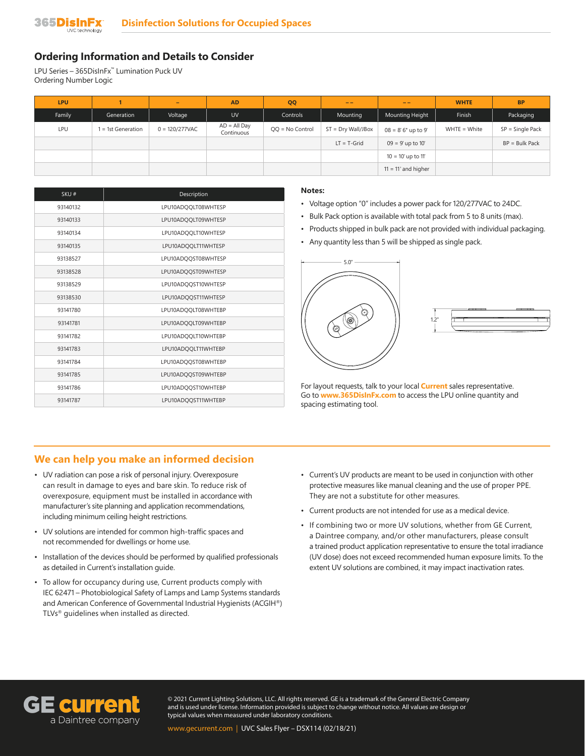## Ordering Information and Details to Consider

LPU Series – 365DisInFx™ Lumination Puck UV
Ordering Number Logic

| LPU | 1 | – | AD | QQ | – – | – – | WHTE | BP |
|---|---|---|---|---|---|---|---|---|
| Family | Generation | Voltage | UV | Controls | Mounting | Mounting Height | Finish | Packaging |
| LPU | 1 = 1st Generation | 0 = 120/277VAC | AD = All Day Continuous | QQ = No Control | ST = Dry Wall/JBox | 08 = 8' 6" up to 9' | WHTE = White | SP = Single Pack |
| | | | | | LT = T-Grid | 09 = 9' up to 10' | | BP = Bulk Pack |
| | | | | | | 10 = 10' up to 11' | | |
| | | | | | | 11 = 11' and higher | | |

| SKU # | Description |
|---|---|
| 93140132 | LPU10ADQQLT08WHTESP |
| 93140133 | LPU10ADQQLT09WHTESP |
| 93140134 | LPU10ADQQLT10WHTESP |
| 93140135 | LPU10ADQQLT11WHTESP |
| 93138527 | LPU10ADQQST08WHTESP |
| 93138528 | LPU10ADQQST09WHTESP |
| 93138529 | LPU10ADQQST10WHTESP |
| 93138530 | LPU10ADQQST11WHTESP |
| 93141780 | LPU10ADQQLT08WHTEBP |
| 93141781 | LPU10ADQQLT09WHTEBP |
| 93141782 | LPU10ADQQLT10WHTEBP |
| 93141783 | LPU10ADQQLT11WHTEBP |
| 93141784 | LPU10ADQQST08WHTEBP |
| 93141785 | LPU10ADQQST09WHTEBP |
| 93141786 | LPU10ADQQST10WHTEBP |
| 93141787 | LPU10ADQQST11WHTEBP |

**Notes:**

- Voltage option "0" includes a power pack for 120/277VAC to 24DC.
- Bulk Pack option is available with total pack from 5 to 8 units (max).
- Products shipped in bulk pack are not provided with individual packaging.
- Any quantity less than 5 will be shipped as single pack.

5.0"

1.2"

For layout requests, talk to your local **Current** sales representative. Go to **www.365DisInFx.com** to access the LPU online quantity and spacing estimating tool.

## We can help you make an informed decision

- UV radiation can pose a risk of personal injury. Overexposure can result in damage to eyes and bare skin. To reduce risk of overexposure, equipment must be installed in accordance with manufacturer's site planning and application recommendations, including minimum ceiling height restrictions.
- UV solutions are intended for common high-traffic spaces and not recommended for dwellings or home use.
- Installation of the devices should be performed by qualified professionals as detailed in Current's installation guide.
- To allow for occupancy during use, Current products comply with IEC 62471 – Photobiological Safety of Lamps and Lamp Systems standards and American Conference of Governmental Industrial Hygienists (ACGIH®) TLVs® guidelines when installed as directed.
- Current's UV products are meant to be used in conjunction with other protective measures like manual cleaning and the use of proper PPE. They are not a substitute for other measures.
- Current products are not intended for use as a medical device.
- If combining two or more UV solutions, whether from GE Current, a Daintree company, and/or other manufacturers, please consult a trained product application representative to ensure the total irradiance (UV dose) does not exceed recommended human exposure limits. To the extent UV solutions are combined, it may impact inactivation rates.

GE current
a Daintree company

© 2021 Current Lighting Solutions, LLC. All rights reserved. GE is a trademark of the General Electric Company and is used under license. Information provided is subject to change without notice. All values are design or typical values when measured under laboratory conditions.

www.gecurrent.com | UVC Sales Flyer – DSX114 (02/18/21)